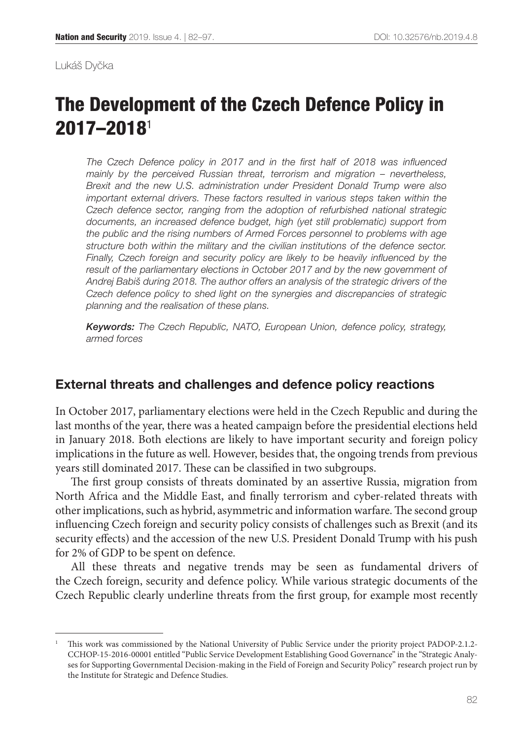Lukáš Dyčka

# The Development of the Czech Defence Policy in 2017–2018[1]

*The Czech Defence policy in 2017 and in the first half of 2018 was influenced mainly by the perceived Russian threat, terrorism and migration – nevertheless, Brexit and the new U.S. administration under President Donald Trump were also important external drivers. These factors resulted in various steps taken within the Czech defence sector, ranging from the adoption of refurbished national strategic documents, an increased defence budget, high (yet still problematic) support from the public and the rising numbers of Armed Forces personnel to problems with age structure both within the military and the civilian institutions of the defence sector. Finally, Czech foreign and security policy are likely to be heavily influenced by the result of the parliamentary elections in October 2017 and by the new government of Andrej Babiš during 2018. The author offers an analysis of the strategic drivers of the Czech defence policy to shed light on the synergies and discrepancies of strategic planning and the realisation of these plans.*

***Keywords:*** *The Czech Republic, NATO, European Union, defence policy, strategy, armed forces*

## External threats and challenges and defence policy reactions

In October 2017, parliamentary elections were held in the Czech Republic and during the last months of the year, there was a heated campaign before the presidential elections held in January 2018. Both elections are likely to have important security and foreign policy implications in the future as well. However, besides that, the ongoing trends from previous years still dominated 2017. These can be classified in two subgroups.

The first group consists of threats dominated by an assertive Russia, migration from North Africa and the Middle East, and finally terrorism and cyber-related threats with other implications, such as hybrid, asymmetric and information warfare. The second group influencing Czech foreign and security policy consists of challenges such as Brexit (and its security effects) and the accession of the new U.S. President Donald Trump with his push for 2% of GDP to be spent on defence.

All these threats and negative trends may be seen as fundamental drivers of the Czech foreign, security and defence policy. While various strategic documents of the Czech Republic clearly underline threats from the first group, for example most recently

---

[1] This work was commissioned by the National University of Public Service under the priority project PADOP-2.1.2-CCHOP-15-2016-00001 entitled "Public Service Development Establishing Good Governance" in the "Strategic Analyses for Supporting Governmental Decision-making in the Field of Foreign and Security Policy" research project run by the Institute for Strategic and Defence Studies.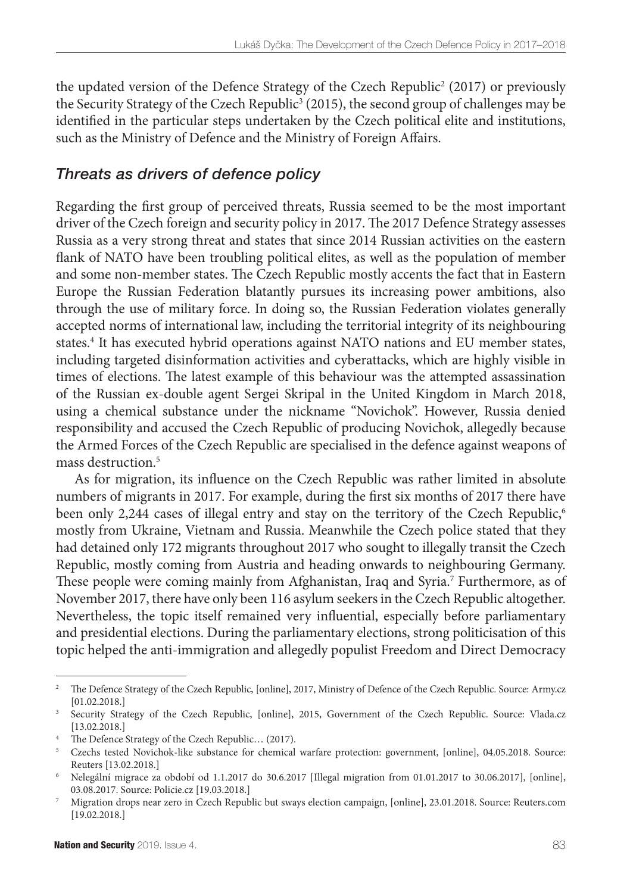the updated version of the Defence Strategy of the Czech Republic[2] (2017) or previously the Security Strategy of the Czech Republic[3] (2015), the second group of challenges may be identified in the particular steps undertaken by the Czech political elite and institutions, such as the Ministry of Defence and the Ministry of Foreign Affairs.

## *Threats as drivers of defence policy*

Regarding the first group of perceived threats, Russia seemed to be the most important driver of the Czech foreign and security policy in 2017. The 2017 Defence Strategy assesses Russia as a very strong threat and states that since 2014 Russian activities on the eastern flank of NATO have been troubling political elites, as well as the population of member and some non-member states. The Czech Republic mostly accents the fact that in Eastern Europe the Russian Federation blatantly pursues its increasing power ambitions, also through the use of military force. In doing so, the Russian Federation violates generally accepted norms of international law, including the territorial integrity of its neighbouring states.[4] It has executed hybrid operations against NATO nations and EU member states, including targeted disinformation activities and cyberattacks, which are highly visible in times of elections. The latest example of this behaviour was the attempted assassination of the Russian ex-double agent Sergei Skripal in the United Kingdom in March 2018, using a chemical substance under the nickname "Novichok". However, Russia denied responsibility and accused the Czech Republic of producing Novichok, allegedly because the Armed Forces of the Czech Republic are specialised in the defence against weapons of mass destruction.[5]

As for migration, its influence on the Czech Republic was rather limited in absolute numbers of migrants in 2017. For example, during the first six months of 2017 there have been only 2,244 cases of illegal entry and stay on the territory of the Czech Republic,[6] mostly from Ukraine, Vietnam and Russia. Meanwhile the Czech police stated that they had detained only 172 migrants throughout 2017 who sought to illegally transit the Czech Republic, mostly coming from Austria and heading onwards to neighbouring Germany. These people were coming mainly from Afghanistan, Iraq and Syria.[7] Furthermore, as of November 2017, there have only been 116 asylum seekers in the Czech Republic altogether. Nevertheless, the topic itself remained very influential, especially before parliamentary and presidential elections. During the parliamentary elections, strong politicisation of this topic helped the anti-immigration and allegedly populist Freedom and Direct Democracy

---

[2] The Defence Strategy of the Czech Republic, [online], 2017, Ministry of Defence of the Czech Republic. Source: Army.cz [01.02.2018.]

[3] Security Strategy of the Czech Republic, [online], 2015, Government of the Czech Republic. Source: Vlada.cz [13.02.2018.]

[4] The Defence Strategy of the Czech Republic… (2017).

[5] Czechs tested Novichok-like substance for chemical warfare protection: government, [online], 04.05.2018. Source: Reuters [13.02.2018.]

[6] Nelegální migrace za období od 1.1.2017 do 30.6.2017 [Illegal migration from 01.01.2017 to 30.06.2017], [online], 03.08.2017. Source: Policie.cz [19.03.2018.]

[7] Migration drops near zero in Czech Republic but sways election campaign, [online], 23.01.2018. Source: Reuters.com [19.02.2018.]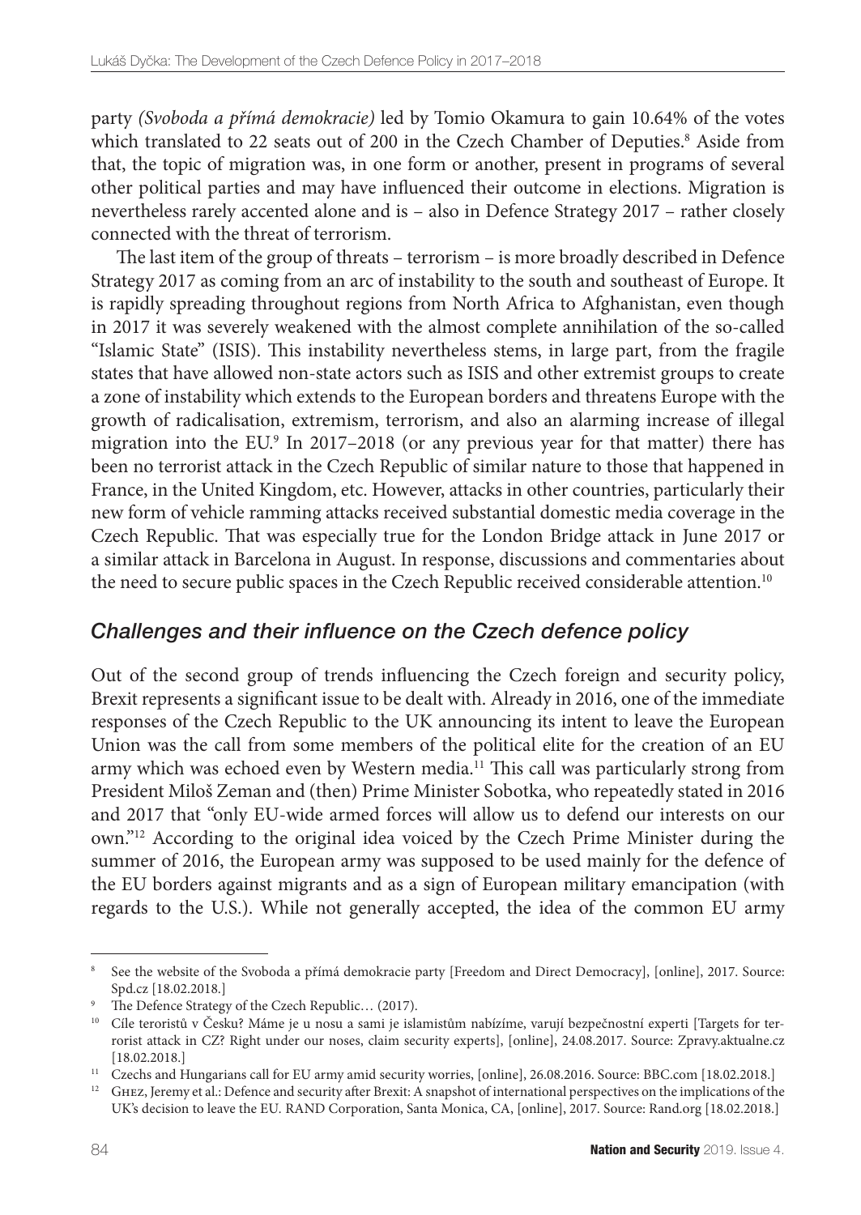party *(Svoboda a přímá demokracie)* led by Tomio Okamura to gain 10.64% of the votes which translated to 22 seats out of 200 in the Czech Chamber of Deputies.[8] Aside from that, the topic of migration was, in one form or another, present in programs of several other political parties and may have influenced their outcome in elections. Migration is nevertheless rarely accented alone and is – also in Defence Strategy 2017 – rather closely connected with the threat of terrorism.

The last item of the group of threats – terrorism – is more broadly described in Defence Strategy 2017 as coming from an arc of instability to the south and southeast of Europe. It is rapidly spreading throughout regions from North Africa to Afghanistan, even though in 2017 it was severely weakened with the almost complete annihilation of the so-called "Islamic State" (ISIS). This instability nevertheless stems, in large part, from the fragile states that have allowed non-state actors such as ISIS and other extremist groups to create a zone of instability which extends to the European borders and threatens Europe with the growth of radicalisation, extremism, terrorism, and also an alarming increase of illegal migration into the EU.[9] In 2017–2018 (or any previous year for that matter) there has been no terrorist attack in the Czech Republic of similar nature to those that happened in France, in the United Kingdom, etc. However, attacks in other countries, particularly their new form of vehicle ramming attacks received substantial domestic media coverage in the Czech Republic. That was especially true for the London Bridge attack in June 2017 or a similar attack in Barcelona in August. In response, discussions and commentaries about the need to secure public spaces in the Czech Republic received considerable attention.[10]

## *Challenges and their influence on the Czech defence policy*

Out of the second group of trends influencing the Czech foreign and security policy, Brexit represents a significant issue to be dealt with. Already in 2016, one of the immediate responses of the Czech Republic to the UK announcing its intent to leave the European Union was the call from some members of the political elite for the creation of an EU army which was echoed even by Western media.[11] This call was particularly strong from President Miloš Zeman and (then) Prime Minister Sobotka, who repeatedly stated in 2016 and 2017 that "only EU-wide armed forces will allow us to defend our interests on our own."[12] According to the original idea voiced by the Czech Prime Minister during the summer of 2016, the European army was supposed to be used mainly for the defence of the EU borders against migrants and as a sign of European military emancipation (with regards to the U.S.). While not generally accepted, the idea of the common EU army

---

[8] See the website of the Svoboda a přímá demokracie party [Freedom and Direct Democracy], [online], 2017. Source: Spd.cz [18.02.2018.]

[9] The Defence Strategy of the Czech Republic… (2017).

[10] Cíle teroristů v Česku? Máme je u nosu a sami je islamistům nabízíme, varují bezpečnostní experti [Targets for terrorist attack in CZ? Right under our noses, claim security experts], [online], 24.08.2017. Source: Zpravy.aktualne.cz [18.02.2018.]

[11] Czechs and Hungarians call for EU army amid security worries, [online], 26.08.2016. Source: BBC.com [18.02.2018.]

[12] Ghez, Jeremy et al.: Defence and security after Brexit: A snapshot of international perspectives on the implications of the UK's decision to leave the EU. RAND Corporation, Santa Monica, CA, [online], 2017. Source: Rand.org [18.02.2018.]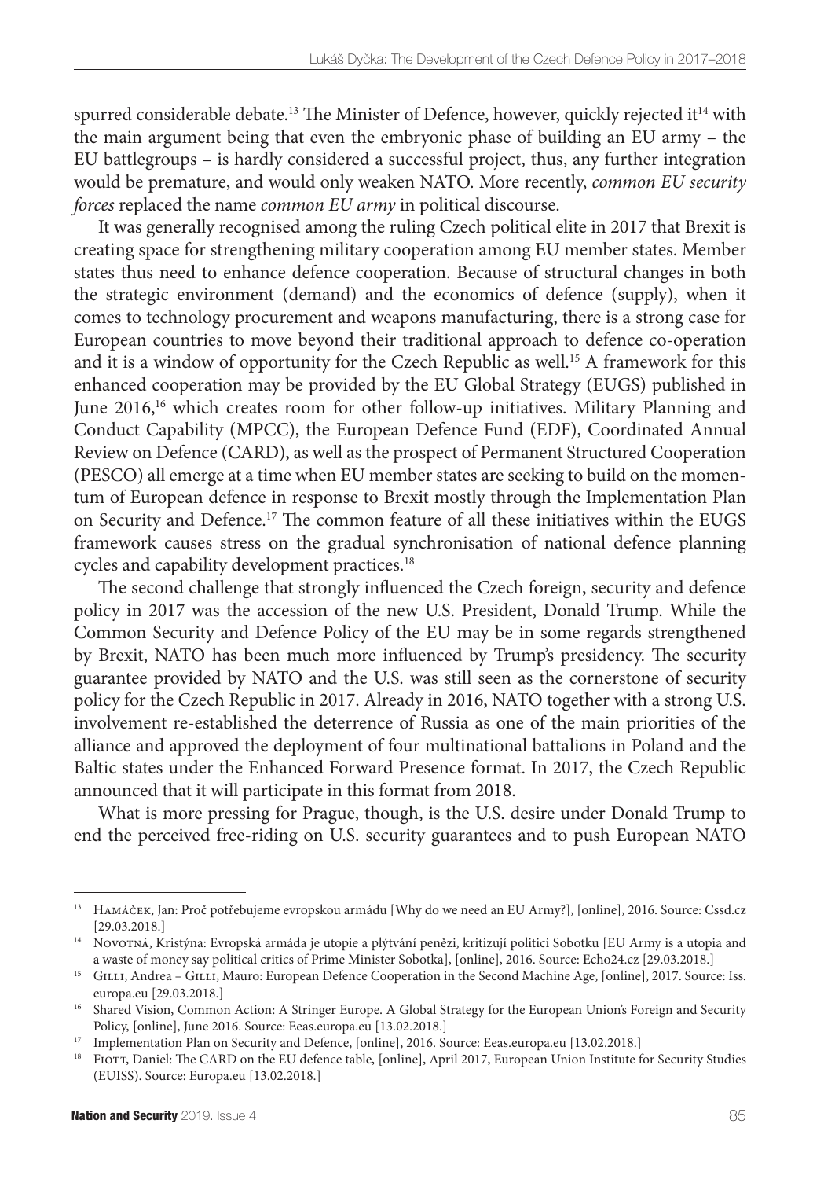spurred considerable debate.[13] The Minister of Defence, however, quickly rejected it[14] with the main argument being that even the embryonic phase of building an EU army – the EU battlegroups – is hardly considered a successful project, thus, any further integration would be premature, and would only weaken NATO. More recently, *common EU security forces* replaced the name *common EU army* in political discourse.

It was generally recognised among the ruling Czech political elite in 2017 that Brexit is creating space for strengthening military cooperation among EU member states. Member states thus need to enhance defence cooperation. Because of structural changes in both the strategic environment (demand) and the economics of defence (supply), when it comes to technology procurement and weapons manufacturing, there is a strong case for European countries to move beyond their traditional approach to defence co-operation and it is a window of opportunity for the Czech Republic as well.[15] A framework for this enhanced cooperation may be provided by the EU Global Strategy (EUGS) published in June 2016,[16] which creates room for other follow-up initiatives. Military Planning and Conduct Capability (MPCC), the European Defence Fund (EDF), Coordinated Annual Review on Defence (CARD), as well as the prospect of Permanent Structured Cooperation (PESCO) all emerge at a time when EU member states are seeking to build on the momentum of European defence in response to Brexit mostly through the Implementation Plan on Security and Defence.[17] The common feature of all these initiatives within the EUGS framework causes stress on the gradual synchronisation of national defence planning cycles and capability development practices.[18]

The second challenge that strongly influenced the Czech foreign, security and defence policy in 2017 was the accession of the new U.S. President, Donald Trump. While the Common Security and Defence Policy of the EU may be in some regards strengthened by Brexit, NATO has been much more influenced by Trump's presidency. The security guarantee provided by NATO and the U.S. was still seen as the cornerstone of security policy for the Czech Republic in 2017. Already in 2016, NATO together with a strong U.S. involvement re-established the deterrence of Russia as one of the main priorities of the alliance and approved the deployment of four multinational battalions in Poland and the Baltic states under the Enhanced Forward Presence format. In 2017, the Czech Republic announced that it will participate in this format from 2018.

What is more pressing for Prague, though, is the U.S. desire under Donald Trump to end the perceived free-riding on U.S. security guarantees and to push European NATO

---

[13] Hamáček, Jan: Proč potřebujeme evropskou armádu [Why do we need an EU Army?], [online], 2016. Source: Cssd.cz [29.03.2018.]

[14] Novotná, Kristýna: Evropská armáda je utopie a plýtvání penězi, kritizují politici Sobotku [EU Army is a utopia and a waste of money say political critics of Prime Minister Sobotka], [online], 2016. Source: Echo24.cz [29.03.2018.]

[15] Gilli, Andrea – Gilli, Mauro: European Defence Cooperation in the Second Machine Age, [online], 2017. Source: Iss.europa.eu [29.03.2018.]

[16] Shared Vision, Common Action: A Stringer Europe. A Global Strategy for the European Union's Foreign and Security Policy, [online], June 2016. Source: Eeas.europa.eu [13.02.2018.]

[17] Implementation Plan on Security and Defence, [online], 2016. Source: Eeas.europa.eu [13.02.2018.]

[18] Fiott, Daniel: The CARD on the EU defence table, [online], April 2017, European Union Institute for Security Studies (EUISS). Source: Europa.eu [13.02.2018.]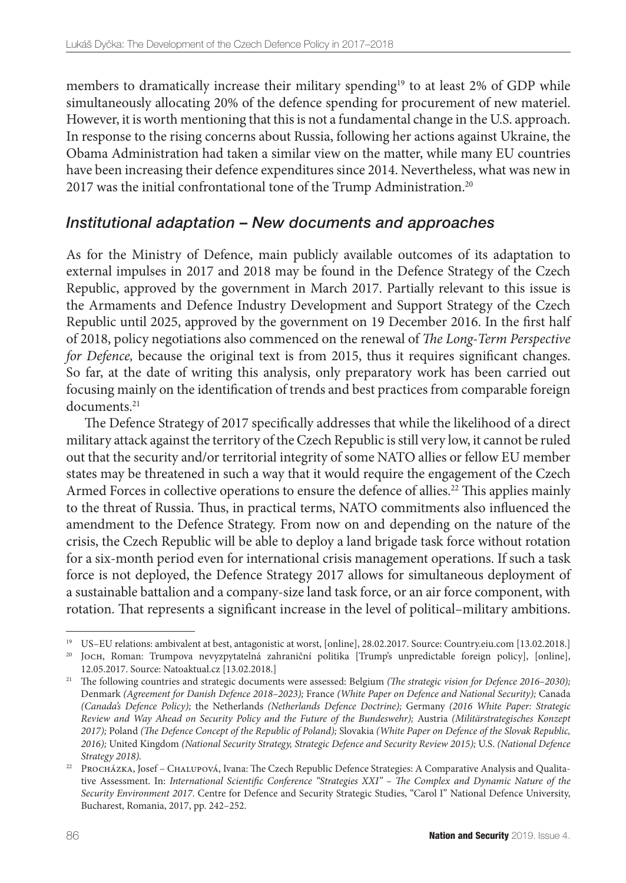members to dramatically increase their military spending[19] to at least 2% of GDP while simultaneously allocating 20% of the defence spending for procurement of new materiel. However, it is worth mentioning that this is not a fundamental change in the U.S. approach. In response to the rising concerns about Russia, following her actions against Ukraine, the Obama Administration had taken a similar view on the matter, while many EU countries have been increasing their defence expenditures since 2014. Nevertheless, what was new in 2017 was the initial confrontational tone of the Trump Administration.[20]

## *Institutional adaptation – New documents and approaches*

As for the Ministry of Defence, main publicly available outcomes of its adaptation to external impulses in 2017 and 2018 may be found in the Defence Strategy of the Czech Republic, approved by the government in March 2017. Partially relevant to this issue is the Armaments and Defence Industry Development and Support Strategy of the Czech Republic until 2025, approved by the government on 19 December 2016. In the first half of 2018, policy negotiations also commenced on the renewal of *The Long-Term Perspective for Defence,* because the original text is from 2015, thus it requires significant changes. So far, at the date of writing this analysis, only preparatory work has been carried out focusing mainly on the identification of trends and best practices from comparable foreign documents.[21]

The Defence Strategy of 2017 specifically addresses that while the likelihood of a direct military attack against the territory of the Czech Republic is still very low, it cannot be ruled out that the security and/or territorial integrity of some NATO allies or fellow EU member states may be threatened in such a way that it would require the engagement of the Czech Armed Forces in collective operations to ensure the defence of allies.[22] This applies mainly to the threat of Russia. Thus, in practical terms, NATO commitments also influenced the amendment to the Defence Strategy. From now on and depending on the nature of the crisis, the Czech Republic will be able to deploy a land brigade task force without rotation for a six-month period even for international crisis management operations. If such a task force is not deployed, the Defence Strategy 2017 allows for simultaneous deployment of a sustainable battalion and a company-size land task force, or an air force component, with rotation. That represents a significant increase in the level of political–military ambitions.

---

[19] US–EU relations: ambivalent at best, antagonistic at worst, [online], 28.02.2017. Source: Country.eiu.com [13.02.2018.]

[20] Joch, Roman: Trumpova nevyzpytatelná zahraniční politika [Trump's unpredictable foreign policy], [online], 12.05.2017. Source: Natoaktual.cz [13.02.2018.]

[21] The following countries and strategic documents were assessed: Belgium *(The strategic vision for Defence 2016–2030);* Denmark *(Agreement for Danish Defence 2018–2023);* France *(White Paper on Defence and National Security);* Canada *(Canada's Defence Policy);* the Netherlands *(Netherlands Defence Doctrine);* Germany *(2016 White Paper: Strategic Review and Way Ahead on Security Policy and the Future of the Bundeswehr);* Austria *(Militärstrategisches Konzept 2017);* Poland *(The Defence Concept of the Republic of Poland);* Slovakia *(White Paper on Defence of the Slovak Republic, 2016);* United Kingdom *(National Security Strategy, Strategic Defence and Security Review 2015);* U.S. *(National Defence Strategy 2018).*

[22] Procházka, Josef – Chalupová, Ivana: The Czech Republic Defence Strategies: A Comparative Analysis and Qualitative Assessment. In: *International Scientific Conference "Strategies XXI" – The Complex and Dynamic Nature of the Security Environment 2017*. Centre for Defence and Security Strategic Studies, "Carol I" National Defence University, Bucharest, Romania, 2017, pp. 242–252.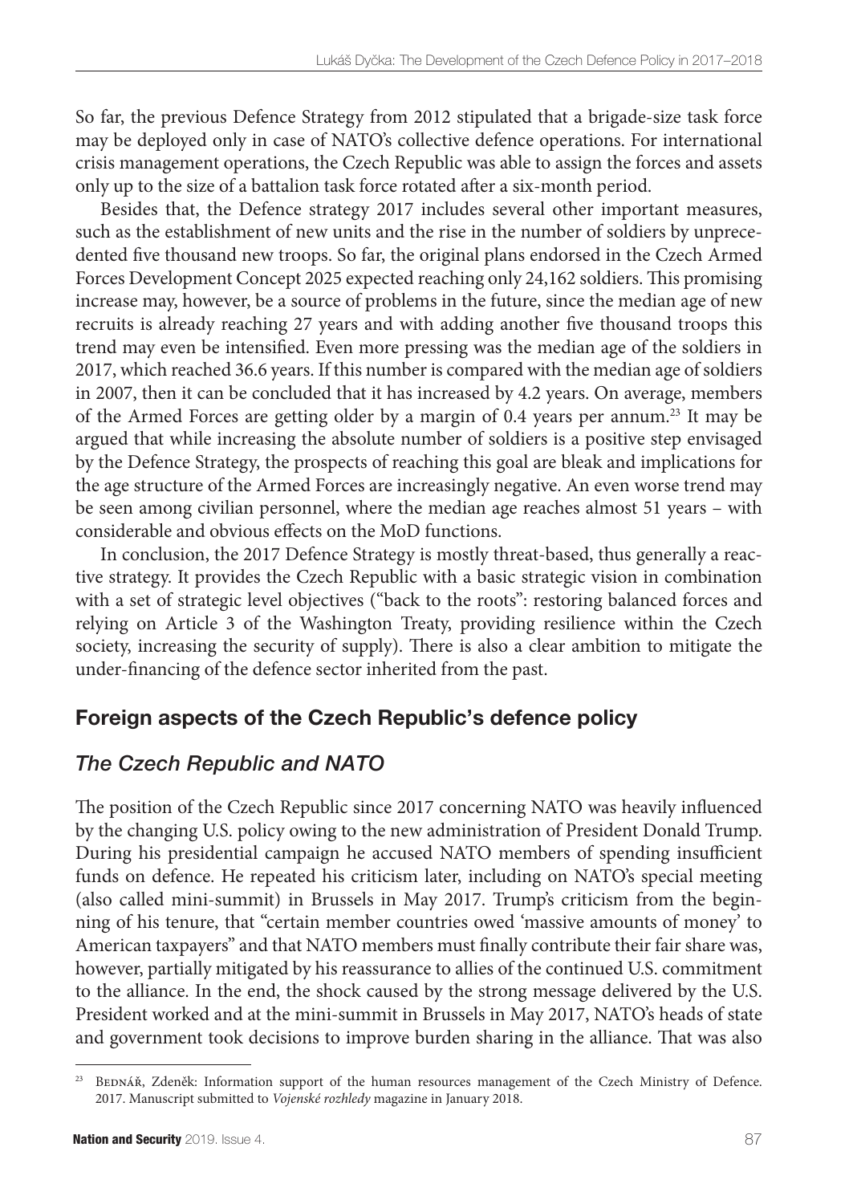So far, the previous Defence Strategy from 2012 stipulated that a brigade-size task force may be deployed only in case of NATO's collective defence operations. For international crisis management operations, the Czech Republic was able to assign the forces and assets only up to the size of a battalion task force rotated after a six-month period.

Besides that, the Defence strategy 2017 includes several other important measures, such as the establishment of new units and the rise in the number of soldiers by unprecedented five thousand new troops. So far, the original plans endorsed in the Czech Armed Forces Development Concept 2025 expected reaching only 24,162 soldiers. This promising increase may, however, be a source of problems in the future, since the median age of new recruits is already reaching 27 years and with adding another five thousand troops this trend may even be intensified. Even more pressing was the median age of the soldiers in 2017, which reached 36.6 years. If this number is compared with the median age of soldiers in 2007, then it can be concluded that it has increased by 4.2 years. On average, members of the Armed Forces are getting older by a margin of 0.4 years per annum.[23] It may be argued that while increasing the absolute number of soldiers is a positive step envisaged by the Defence Strategy, the prospects of reaching this goal are bleak and implications for the age structure of the Armed Forces are increasingly negative. An even worse trend may be seen among civilian personnel, where the median age reaches almost 51 years – with considerable and obvious effects on the MoD functions.

In conclusion, the 2017 Defence Strategy is mostly threat-based, thus generally a reactive strategy. It provides the Czech Republic with a basic strategic vision in combination with a set of strategic level objectives ("back to the roots": restoring balanced forces and relying on Article 3 of the Washington Treaty, providing resilience within the Czech society, increasing the security of supply). There is also a clear ambition to mitigate the under-financing of the defence sector inherited from the past.

## Foreign aspects of the Czech Republic's defence policy

### *The Czech Republic and NATO*

The position of the Czech Republic since 2017 concerning NATO was heavily influenced by the changing U.S. policy owing to the new administration of President Donald Trump. During his presidential campaign he accused NATO members of spending insufficient funds on defence. He repeated his criticism later, including on NATO's special meeting (also called mini-summit) in Brussels in May 2017. Trump's criticism from the beginning of his tenure, that "certain member countries owed 'massive amounts of money' to American taxpayers" and that NATO members must finally contribute their fair share was, however, partially mitigated by his reassurance to allies of the continued U.S. commitment to the alliance. In the end, the shock caused by the strong message delivered by the U.S. President worked and at the mini-summit in Brussels in May 2017, NATO's heads of state and government took decisions to improve burden sharing in the alliance. That was also

[23] Bednář, Zdeněk: Information support of the human resources management of the Czech Ministry of Defence. 2017. Manuscript submitted to *Vojenské rozhledy* magazine in January 2018.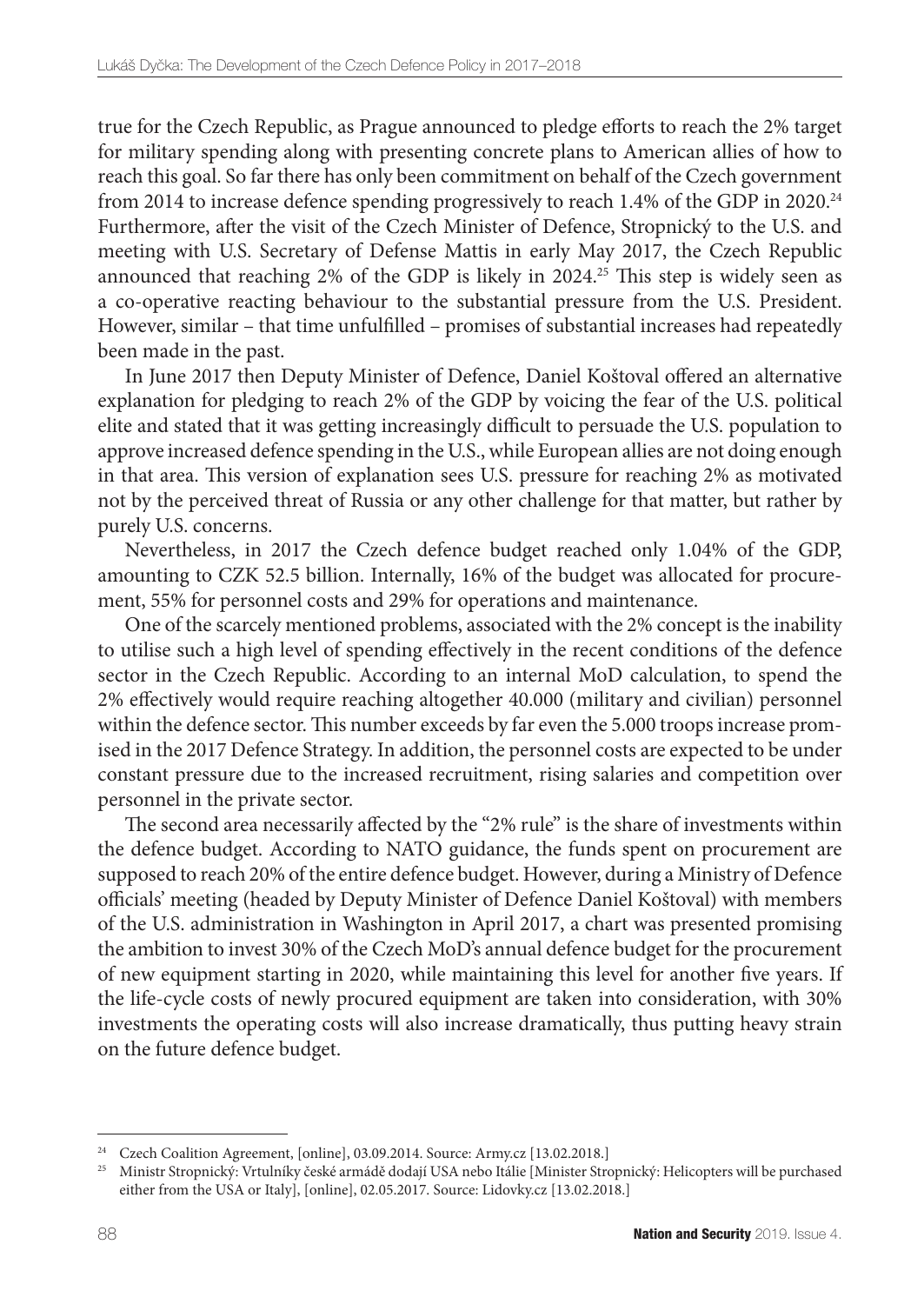true for the Czech Republic, as Prague announced to pledge efforts to reach the 2% target for military spending along with presenting concrete plans to American allies of how to reach this goal. So far there has only been commitment on behalf of the Czech government from 2014 to increase defence spending progressively to reach 1.4% of the GDP in 2020.[24] Furthermore, after the visit of the Czech Minister of Defence, Stropnický to the U.S. and meeting with U.S. Secretary of Defense Mattis in early May 2017, the Czech Republic announced that reaching 2% of the GDP is likely in 2024.[25] This step is widely seen as a co-operative reacting behaviour to the substantial pressure from the U.S. President. However, similar – that time unfulfilled – promises of substantial increases had repeatedly been made in the past.

In June 2017 then Deputy Minister of Defence, Daniel Koštoval offered an alternative explanation for pledging to reach 2% of the GDP by voicing the fear of the U.S. political elite and stated that it was getting increasingly difficult to persuade the U.S. population to approve increased defence spending in the U.S., while European allies are not doing enough in that area. This version of explanation sees U.S. pressure for reaching 2% as motivated not by the perceived threat of Russia or any other challenge for that matter, but rather by purely U.S. concerns.

Nevertheless, in 2017 the Czech defence budget reached only 1.04% of the GDP, amounting to CZK 52.5 billion. Internally, 16% of the budget was allocated for procurement, 55% for personnel costs and 29% for operations and maintenance.

One of the scarcely mentioned problems, associated with the 2% concept is the inability to utilise such a high level of spending effectively in the recent conditions of the defence sector in the Czech Republic. According to an internal MoD calculation, to spend the 2% effectively would require reaching altogether 40.000 (military and civilian) personnel within the defence sector. This number exceeds by far even the 5.000 troops increase promised in the 2017 Defence Strategy. In addition, the personnel costs are expected to be under constant pressure due to the increased recruitment, rising salaries and competition over personnel in the private sector.

The second area necessarily affected by the "2% rule" is the share of investments within the defence budget. According to NATO guidance, the funds spent on procurement are supposed to reach 20% of the entire defence budget. However, during a Ministry of Defence officials' meeting (headed by Deputy Minister of Defence Daniel Koštoval) with members of the U.S. administration in Washington in April 2017, a chart was presented promising the ambition to invest 30% of the Czech MoD's annual defence budget for the procurement of new equipment starting in 2020, while maintaining this level for another five years. If the life-cycle costs of newly procured equipment are taken into consideration, with 30% investments the operating costs will also increase dramatically, thus putting heavy strain on the future defence budget.

---

[24] Czech Coalition Agreement, [online], 03.09.2014. Source: Army.cz [13.02.2018.]

[25] Ministr Stropnický: Vrtulníky české armádě dodají USA nebo Itálie [Minister Stropnický: Helicopters will be purchased either from the USA or Italy], [online], 02.05.2017. Source: Lidovky.cz [13.02.2018.]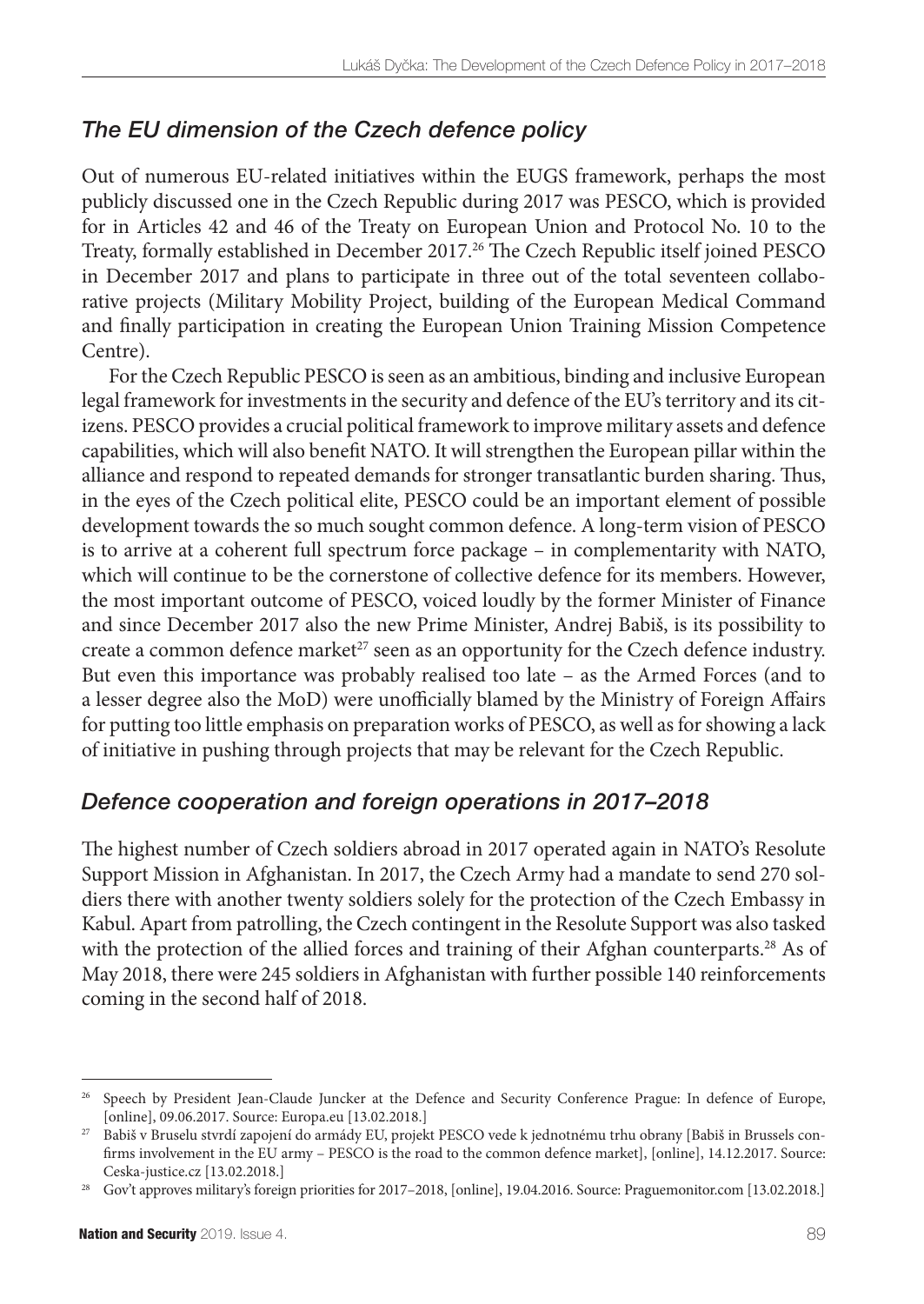## *The EU dimension of the Czech defence policy*

Out of numerous EU-related initiatives within the EUGS framework, perhaps the most publicly discussed one in the Czech Republic during 2017 was PESCO, which is provided for in Articles 42 and 46 of the Treaty on European Union and Protocol No. 10 to the Treaty, formally established in December 2017.[26] The Czech Republic itself joined PESCO in December 2017 and plans to participate in three out of the total seventeen collaborative projects (Military Mobility Project, building of the European Medical Command and finally participation in creating the European Union Training Mission Competence Centre).

For the Czech Republic PESCO is seen as an ambitious, binding and inclusive European legal framework for investments in the security and defence of the EU's territory and its citizens. PESCO provides a crucial political framework to improve military assets and defence capabilities, which will also benefit NATO. It will strengthen the European pillar within the alliance and respond to repeated demands for stronger transatlantic burden sharing. Thus, in the eyes of the Czech political elite, PESCO could be an important element of possible development towards the so much sought common defence. A long-term vision of PESCO is to arrive at a coherent full spectrum force package – in complementarity with NATO, which will continue to be the cornerstone of collective defence for its members. However, the most important outcome of PESCO, voiced loudly by the former Minister of Finance and since December 2017 also the new Prime Minister, Andrej Babiš, is its possibility to create a common defence market[27] seen as an opportunity for the Czech defence industry. But even this importance was probably realised too late – as the Armed Forces (and to a lesser degree also the MoD) were unofficially blamed by the Ministry of Foreign Affairs for putting too little emphasis on preparation works of PESCO, as well as for showing a lack of initiative in pushing through projects that may be relevant for the Czech Republic.

## *Defence cooperation and foreign operations in 2017–2018*

The highest number of Czech soldiers abroad in 2017 operated again in NATO's Resolute Support Mission in Afghanistan. In 2017, the Czech Army had a mandate to send 270 soldiers there with another twenty soldiers solely for the protection of the Czech Embassy in Kabul. Apart from patrolling, the Czech contingent in the Resolute Support was also tasked with the protection of the allied forces and training of their Afghan counterparts.[28] As of May 2018, there were 245 soldiers in Afghanistan with further possible 140 reinforcements coming in the second half of 2018.

---

[26] Speech by President Jean-Claude Juncker at the Defence and Security Conference Prague: In defence of Europe, [online], 09.06.2017. Source: Europa.eu [13.02.2018.]

[27] Babiš v Bruselu stvrdí zapojení do armády EU, projekt PESCO vede k jednotnému trhu obrany [Babiš in Brussels confirms involvement in the EU army – PESCO is the road to the common defence market], [online], 14.12.2017. Source: Ceska-justice.cz [13.02.2018.]

[28] Gov't approves military's foreign priorities for 2017–2018, [online], 19.04.2016. Source: Praguemonitor.com [13.02.2018.]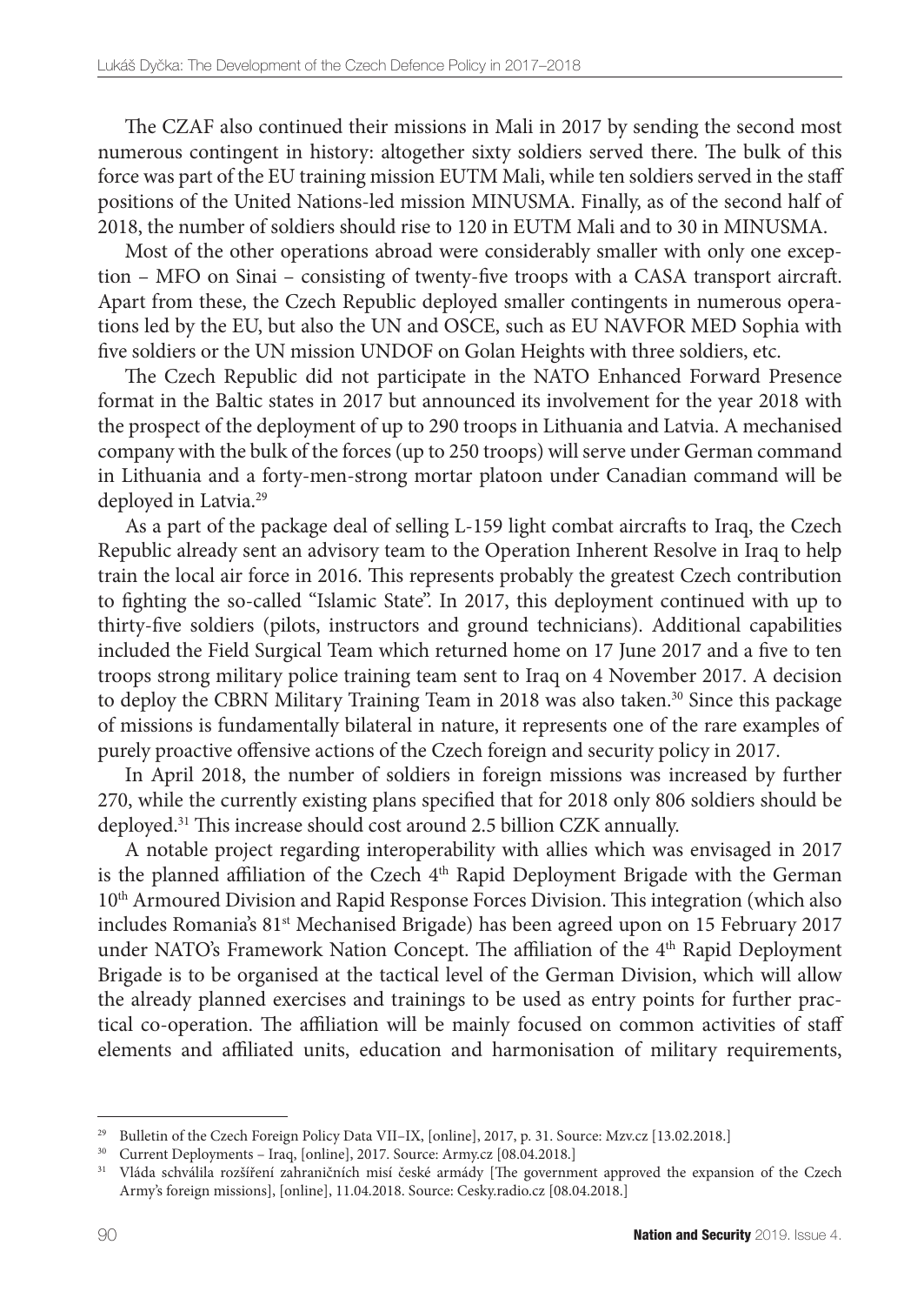The CZAF also continued their missions in Mali in 2017 by sending the second most numerous contingent in history: altogether sixty soldiers served there. The bulk of this force was part of the EU training mission EUTM Mali, while ten soldiers served in the staff positions of the United Nations-led mission MINUSMA. Finally, as of the second half of 2018, the number of soldiers should rise to 120 in EUTM Mali and to 30 in MINUSMA.

Most of the other operations abroad were considerably smaller with only one exception – MFO on Sinai – consisting of twenty-five troops with a CASA transport aircraft. Apart from these, the Czech Republic deployed smaller contingents in numerous operations led by the EU, but also the UN and OSCE, such as EU NAVFOR MED Sophia with five soldiers or the UN mission UNDOF on Golan Heights with three soldiers, etc.

The Czech Republic did not participate in the NATO Enhanced Forward Presence format in the Baltic states in 2017 but announced its involvement for the year 2018 with the prospect of the deployment of up to 290 troops in Lithuania and Latvia. A mechanised company with the bulk of the forces (up to 250 troops) will serve under German command in Lithuania and a forty-men-strong mortar platoon under Canadian command will be deployed in Latvia.[29]

As a part of the package deal of selling L-159 light combat aircrafts to Iraq, the Czech Republic already sent an advisory team to the Operation Inherent Resolve in Iraq to help train the local air force in 2016. This represents probably the greatest Czech contribution to fighting the so-called "Islamic State". In 2017, this deployment continued with up to thirty-five soldiers (pilots, instructors and ground technicians). Additional capabilities included the Field Surgical Team which returned home on 17 June 2017 and a five to ten troops strong military police training team sent to Iraq on 4 November 2017. A decision to deploy the CBRN Military Training Team in 2018 was also taken.[30] Since this package of missions is fundamentally bilateral in nature, it represents one of the rare examples of purely proactive offensive actions of the Czech foreign and security policy in 2017.

In April 2018, the number of soldiers in foreign missions was increased by further 270, while the currently existing plans specified that for 2018 only 806 soldiers should be deployed.[31] This increase should cost around 2.5 billion CZK annually.

A notable project regarding interoperability with allies which was envisaged in 2017 is the planned affiliation of the Czech 4th Rapid Deployment Brigade with the German 10th Armoured Division and Rapid Response Forces Division. This integration (which also includes Romania's 81st Mechanised Brigade) has been agreed upon on 15 February 2017 under NATO's Framework Nation Concept. The affiliation of the 4th Rapid Deployment Brigade is to be organised at the tactical level of the German Division, which will allow the already planned exercises and trainings to be used as entry points for further practical co-operation. The affiliation will be mainly focused on common activities of staff elements and affiliated units, education and harmonisation of military requirements,

---

[29] Bulletin of the Czech Foreign Policy Data VII–IX, [online], 2017, p. 31. Source: Mzv.cz [13.02.2018.]

[30] Current Deployments – Iraq, [online], 2017. Source: Army.cz [08.04.2018.]

[31] Vláda schválila rozšíření zahraničních misí české armády [The government approved the expansion of the Czech Army's foreign missions], [online], 11.04.2018. Source: Cesky.radio.cz [08.04.2018.]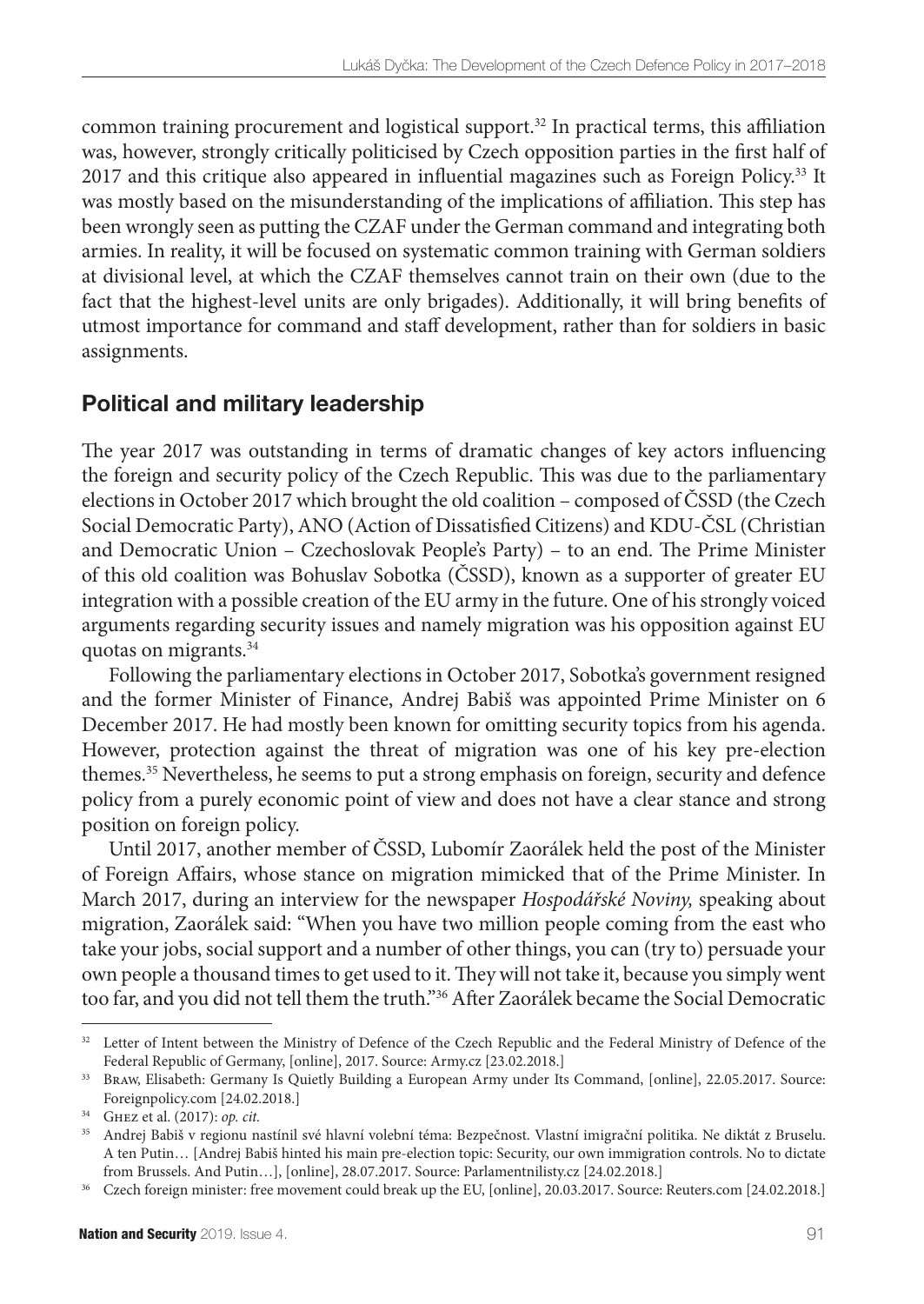common training procurement and logistical support.[32] In practical terms, this affiliation was, however, strongly critically politicised by Czech opposition parties in the first half of 2017 and this critique also appeared in influential magazines such as Foreign Policy.[33] It was mostly based on the misunderstanding of the implications of affiliation. This step has been wrongly seen as putting the CZAF under the German command and integrating both armies. In reality, it will be focused on systematic common training with German soldiers at divisional level, at which the CZAF themselves cannot train on their own (due to the fact that the highest-level units are only brigades). Additionally, it will bring benefits of utmost importance for command and staff development, rather than for soldiers in basic assignments.

## Political and military leadership

The year 2017 was outstanding in terms of dramatic changes of key actors influencing the foreign and security policy of the Czech Republic. This was due to the parliamentary elections in October 2017 which brought the old coalition – composed of ČSSD (the Czech Social Democratic Party), ANO (Action of Dissatisfied Citizens) and KDU-ČSL (Christian and Democratic Union – Czechoslovak People's Party) – to an end. The Prime Minister of this old coalition was Bohuslav Sobotka (ČSSD), known as a supporter of greater EU integration with a possible creation of the EU army in the future. One of his strongly voiced arguments regarding security issues and namely migration was his opposition against EU quotas on migrants.[34]

Following the parliamentary elections in October 2017, Sobotka's government resigned and the former Minister of Finance, Andrej Babiš was appointed Prime Minister on 6 December 2017. He had mostly been known for omitting security topics from his agenda. However, protection against the threat of migration was one of his key pre-election themes.[35] Nevertheless, he seems to put a strong emphasis on foreign, security and defence policy from a purely economic point of view and does not have a clear stance and strong position on foreign policy.

Until 2017, another member of ČSSD, Lubomír Zaorálek held the post of the Minister of Foreign Affairs, whose stance on migration mimicked that of the Prime Minister. In March 2017, during an interview for the newspaper *Hospodářské Noviny,* speaking about migration, Zaorálek said: "When you have two million people coming from the east who take your jobs, social support and a number of other things, you can (try to) persuade your own people a thousand times to get used to it. They will not take it, because you simply went too far, and you did not tell them the truth."[36] After Zaorálek became the Social Democratic

---

[32] Letter of Intent between the Ministry of Defence of the Czech Republic and the Federal Ministry of Defence of the Federal Republic of Germany, [online], 2017. Source: Army.cz [23.02.2018.]

[33] Braw, Elisabeth: Germany Is Quietly Building a European Army under Its Command, [online], 22.05.2017. Source: Foreignpolicy.com [24.02.2018.]

[34] Ghez et al. (2017): *op. cit.*

[35] Andrej Babiš v regionu nastínil své hlavní volební téma: Bezpečnost. Vlastní imigrační politika. Ne diktát z Bruselu. A ten Putin… [Andrej Babiš hinted his main pre-election topic: Security, our own immigration controls. No to dictate from Brussels. And Putin…], [online], 28.07.2017. Source: Parlamentnilisty.cz [24.02.2018.]

[36] Czech foreign minister: free movement could break up the EU, [online], 20.03.2017. Source: Reuters.com [24.02.2018.]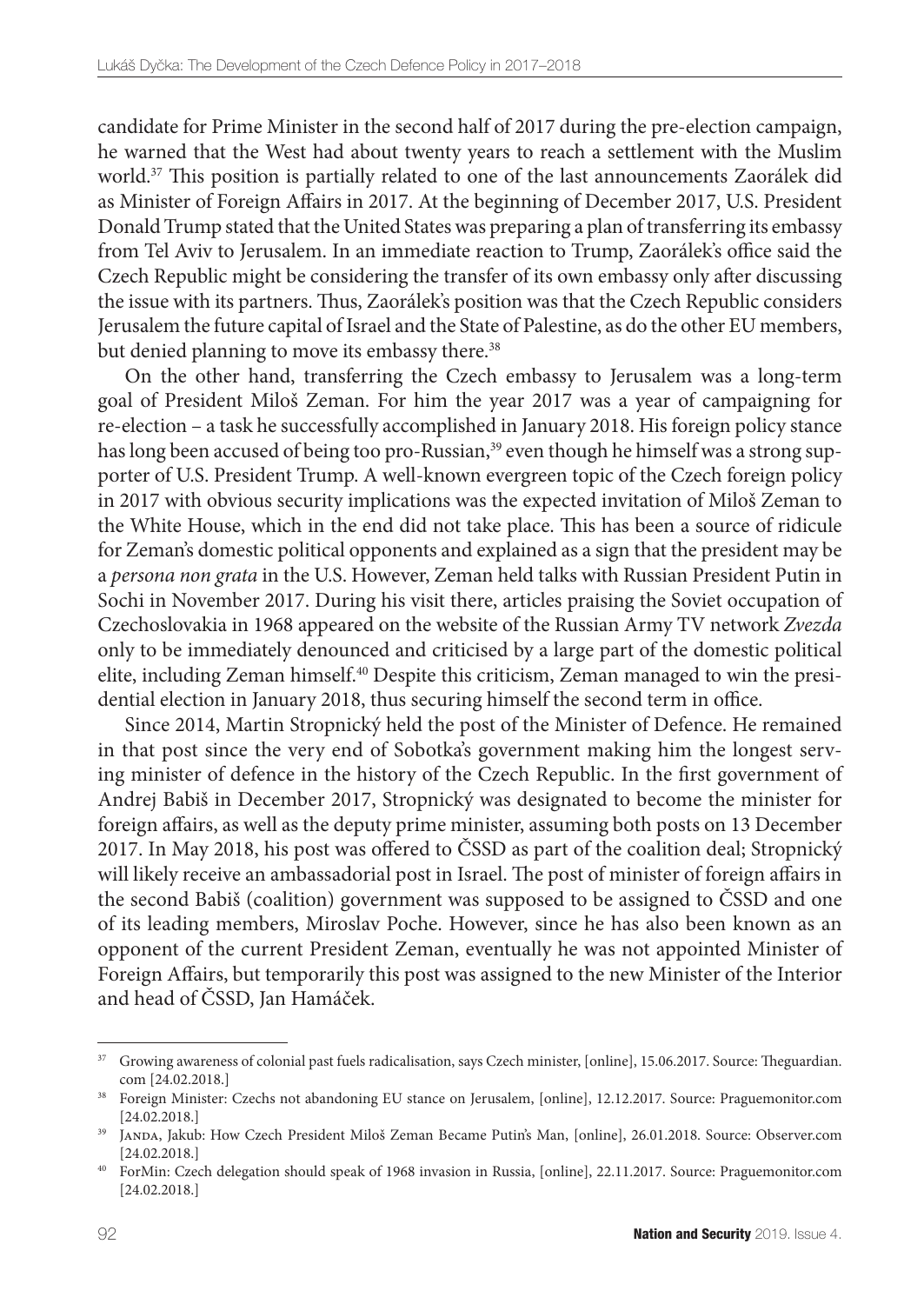candidate for Prime Minister in the second half of 2017 during the pre-election campaign, he warned that the West had about twenty years to reach a settlement with the Muslim world.[37] This position is partially related to one of the last announcements Zaorálek did as Minister of Foreign Affairs in 2017. At the beginning of December 2017, U.S. President Donald Trump stated that the United States was preparing a plan of transferring its embassy from Tel Aviv to Jerusalem. In an immediate reaction to Trump, Zaorálek's office said the Czech Republic might be considering the transfer of its own embassy only after discussing the issue with its partners. Thus, Zaorálek's position was that the Czech Republic considers Jerusalem the future capital of Israel and the State of Palestine, as do the other EU members, but denied planning to move its embassy there.[38]

On the other hand, transferring the Czech embassy to Jerusalem was a long-term goal of President Miloš Zeman. For him the year 2017 was a year of campaigning for re-election – a task he successfully accomplished in January 2018. His foreign policy stance has long been accused of being too pro-Russian,[39] even though he himself was a strong supporter of U.S. President Trump. A well-known evergreen topic of the Czech foreign policy in 2017 with obvious security implications was the expected invitation of Miloš Zeman to the White House, which in the end did not take place. This has been a source of ridicule for Zeman's domestic political opponents and explained as a sign that the president may be a *persona non grata* in the U.S. However, Zeman held talks with Russian President Putin in Sochi in November 2017. During his visit there, articles praising the Soviet occupation of Czechoslovakia in 1968 appeared on the website of the Russian Army TV network *Zvezda* only to be immediately denounced and criticised by a large part of the domestic political elite, including Zeman himself.[40] Despite this criticism, Zeman managed to win the presidential election in January 2018, thus securing himself the second term in office.

Since 2014, Martin Stropnický held the post of the Minister of Defence. He remained in that post since the very end of Sobotka's government making him the longest serving minister of defence in the history of the Czech Republic. In the first government of Andrej Babiš in December 2017, Stropnický was designated to become the minister for foreign affairs, as well as the deputy prime minister, assuming both posts on 13 December 2017. In May 2018, his post was offered to ČSSD as part of the coalition deal; Stropnický will likely receive an ambassadorial post in Israel. The post of minister of foreign affairs in the second Babiš (coalition) government was supposed to be assigned to ČSSD and one of its leading members, Miroslav Poche. However, since he has also been known as an opponent of the current President Zeman, eventually he was not appointed Minister of Foreign Affairs, but temporarily this post was assigned to the new Minister of the Interior and head of ČSSD, Jan Hamáček.

---

[37] Growing awareness of colonial past fuels radicalisation, says Czech minister, [online], 15.06.2017. Source: Theguardian.com [24.02.2018.]

[38] Foreign Minister: Czechs not abandoning EU stance on Jerusalem, [online], 12.12.2017. Source: Praguemonitor.com [24.02.2018.]

[39] Janda, Jakub: How Czech President Miloš Zeman Became Putin's Man, [online], 26.01.2018. Source: Observer.com [24.02.2018.]

[40] ForMin: Czech delegation should speak of 1968 invasion in Russia, [online], 22.11.2017. Source: Praguemonitor.com [24.02.2018.]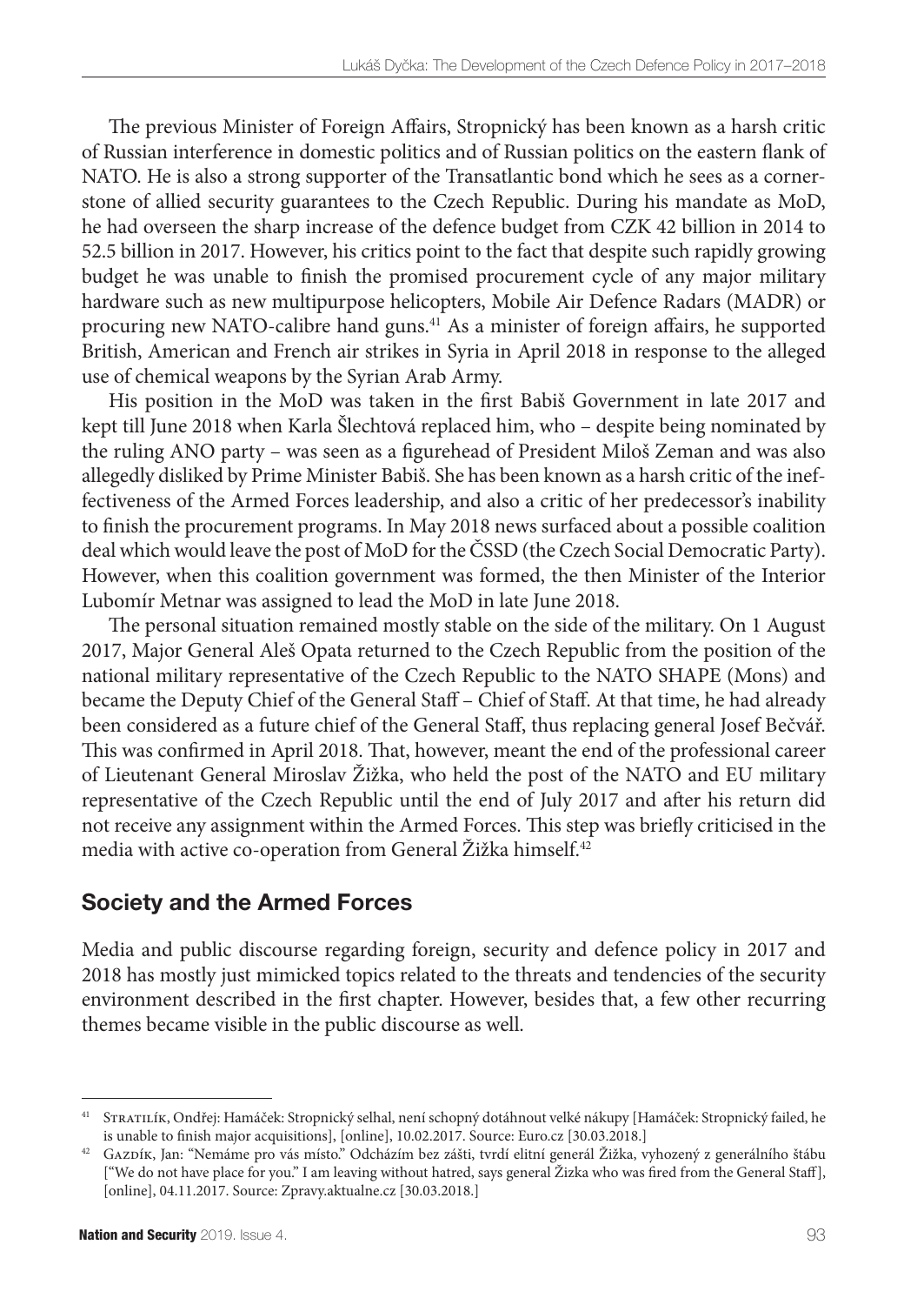The previous Minister of Foreign Affairs, Stropnický has been known as a harsh critic of Russian interference in domestic politics and of Russian politics on the eastern flank of NATO. He is also a strong supporter of the Transatlantic bond which he sees as a cornerstone of allied security guarantees to the Czech Republic. During his mandate as MoD, he had overseen the sharp increase of the defence budget from CZK 42 billion in 2014 to 52.5 billion in 2017. However, his critics point to the fact that despite such rapidly growing budget he was unable to finish the promised procurement cycle of any major military hardware such as new multipurpose helicopters, Mobile Air Defence Radars (MADR) or procuring new NATO-calibre hand guns.[41] As a minister of foreign affairs, he supported British, American and French air strikes in Syria in April 2018 in response to the alleged use of chemical weapons by the Syrian Arab Army.

His position in the MoD was taken in the first Babiš Government in late 2017 and kept till June 2018 when Karla Šlechtová replaced him, who – despite being nominated by the ruling ANO party – was seen as a figurehead of President Miloš Zeman and was also allegedly disliked by Prime Minister Babiš. She has been known as a harsh critic of the ineffectiveness of the Armed Forces leadership, and also a critic of her predecessor's inability to finish the procurement programs. In May 2018 news surfaced about a possible coalition deal which would leave the post of MoD for the ČSSD (the Czech Social Democratic Party). However, when this coalition government was formed, the then Minister of the Interior Lubomír Metnar was assigned to lead the MoD in late June 2018.

The personal situation remained mostly stable on the side of the military. On 1 August 2017, Major General Aleš Opata returned to the Czech Republic from the position of the national military representative of the Czech Republic to the NATO SHAPE (Mons) and became the Deputy Chief of the General Staff – Chief of Staff. At that time, he had already been considered as a future chief of the General Staff, thus replacing general Josef Bečvář. This was confirmed in April 2018. That, however, meant the end of the professional career of Lieutenant General Miroslav Žižka, who held the post of the NATO and EU military representative of the Czech Republic until the end of July 2017 and after his return did not receive any assignment within the Armed Forces. This step was briefly criticised in the media with active co-operation from General Žižka himself.[42]

## Society and the Armed Forces

Media and public discourse regarding foreign, security and defence policy in 2017 and 2018 has mostly just mimicked topics related to the threats and tendencies of the security environment described in the first chapter. However, besides that, a few other recurring themes became visible in the public discourse as well.

---

[41] Stratilík, Ondřej: Hamáček: Stropnický selhal, není schopný dotáhnout velké nákupy [Hamáček: Stropnický failed, he is unable to finish major acquisitions], [online], 10.02.2017. Source: Euro.cz [30.03.2018.]

[42] Gazdík, Jan: "Nemáme pro vás místo." Odcházím bez zášti, tvrdí elitní generál Žižka, vyhozený z generálního štábu ["We do not have place for you." I am leaving without hatred, says general Žizka who was fired from the General Staff], [online], 04.11.2017. Source: Zpravy.aktualne.cz [30.03.2018.]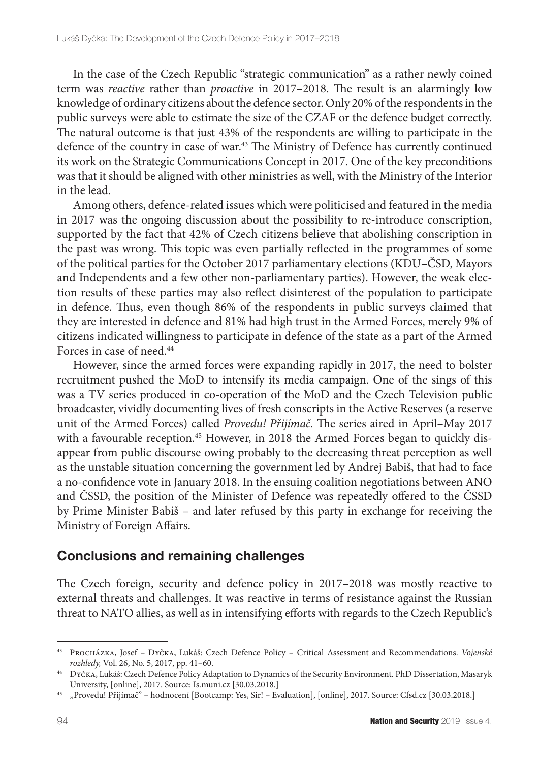In the case of the Czech Republic "strategic communication" as a rather newly coined term was *reactive* rather than *proactive* in 2017–2018. The result is an alarmingly low knowledge of ordinary citizens about the defence sector. Only 20% of the respondents in the public surveys were able to estimate the size of the CZAF or the defence budget correctly. The natural outcome is that just 43% of the respondents are willing to participate in the defence of the country in case of war.[43] The Ministry of Defence has currently continued its work on the Strategic Communications Concept in 2017. One of the key preconditions was that it should be aligned with other ministries as well, with the Ministry of the Interior in the lead.

Among others, defence-related issues which were politicised and featured in the media in 2017 was the ongoing discussion about the possibility to re-introduce conscription, supported by the fact that 42% of Czech citizens believe that abolishing conscription in the past was wrong. This topic was even partially reflected in the programmes of some of the political parties for the October 2017 parliamentary elections (KDU–ČSD, Mayors and Independents and a few other non-parliamentary parties). However, the weak election results of these parties may also reflect disinterest of the population to participate in defence. Thus, even though 86% of the respondents in public surveys claimed that they are interested in defence and 81% had high trust in the Armed Forces, merely 9% of citizens indicated willingness to participate in defence of the state as a part of the Armed Forces in case of need.[44]

However, since the armed forces were expanding rapidly in 2017, the need to bolster recruitment pushed the MoD to intensify its media campaign. One of the sings of this was a TV series produced in co-operation of the MoD and the Czech Television public broadcaster, vividly documenting lives of fresh conscripts in the Active Reserves (a reserve unit of the Armed Forces) called *Provedu! Přijímač*. The series aired in April–May 2017 with a favourable reception.[45] However, in 2018 the Armed Forces began to quickly disappear from public discourse owing probably to the decreasing threat perception as well as the unstable situation concerning the government led by Andrej Babiš, that had to face a no-confidence vote in January 2018. In the ensuing coalition negotiations between ANO and ČSSD, the position of the Minister of Defence was repeatedly offered to the ČSSD by Prime Minister Babiš – and later refused by this party in exchange for receiving the Ministry of Foreign Affairs.

## Conclusions and remaining challenges

The Czech foreign, security and defence policy in 2017–2018 was mostly reactive to external threats and challenges. It was reactive in terms of resistance against the Russian threat to NATO allies, as well as in intensifying efforts with regards to the Czech Republic's

---

[43] Procházka, Josef – Dyčka, Lukáš: Czech Defence Policy – Critical Assessment and Recommendations. *Vojenské rozhledy,* Vol. 26, No. 5, 2017, pp. 41–60.

[44] Dyčka, Lukáš: Czech Defence Policy Adaptation to Dynamics of the Security Environment. PhD Dissertation, Masaryk University, [online], 2017. Source: Is.muni.cz [30.03.2018.]

[45] „Provedu! Přijímač" – hodnocení [Bootcamp: Yes, Sir! – Evaluation], [online], 2017. Source: Cfsd.cz [30.03.2018.]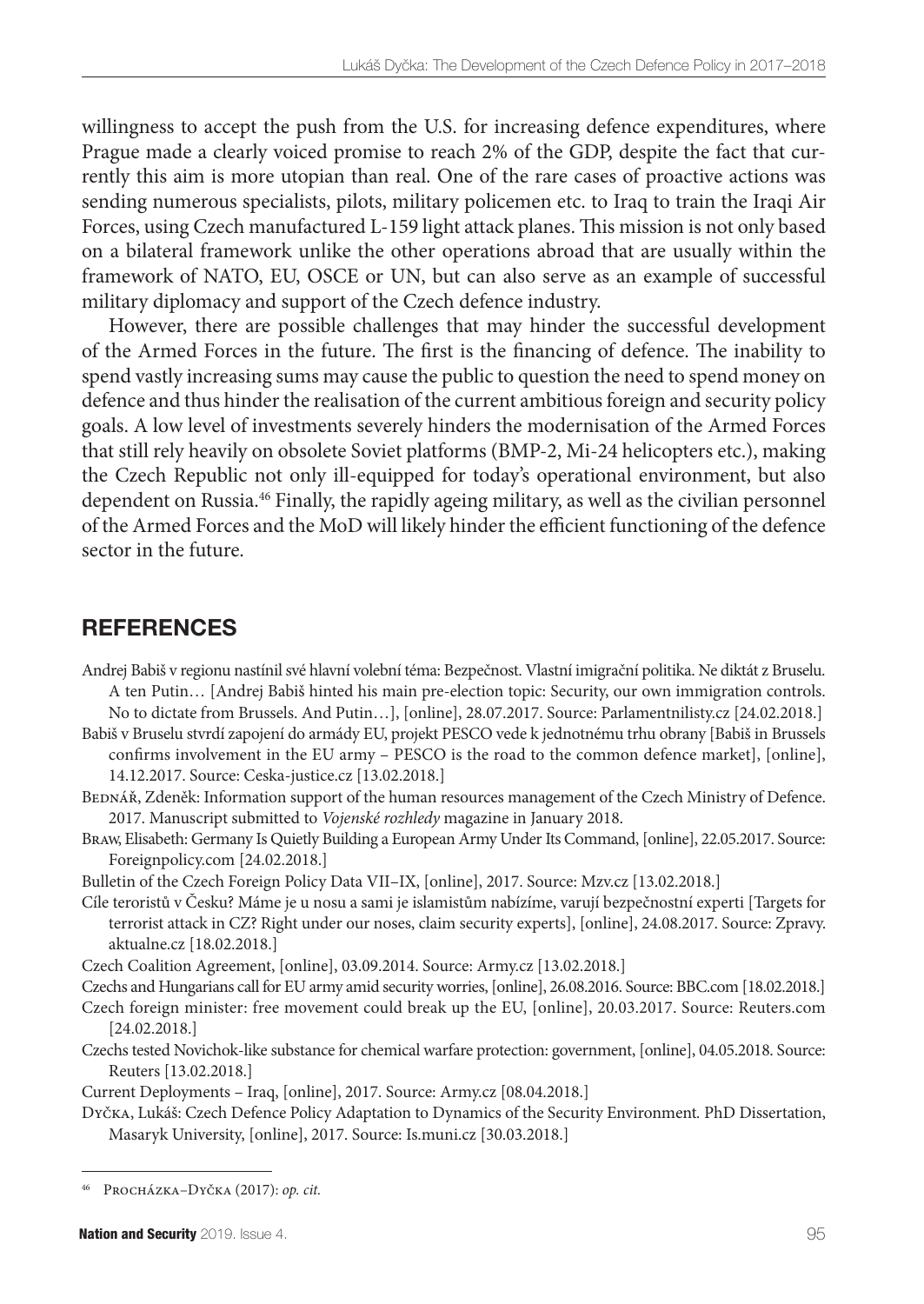willingness to accept the push from the U.S. for increasing defence expenditures, where Prague made a clearly voiced promise to reach 2% of the GDP, despite the fact that currently this aim is more utopian than real. One of the rare cases of proactive actions was sending numerous specialists, pilots, military policemen etc. to Iraq to train the Iraqi Air Forces, using Czech manufactured L-159 light attack planes. This mission is not only based on a bilateral framework unlike the other operations abroad that are usually within the framework of NATO, EU, OSCE or UN, but can also serve as an example of successful military diplomacy and support of the Czech defence industry.

However, there are possible challenges that may hinder the successful development of the Armed Forces in the future. The first is the financing of defence. The inability to spend vastly increasing sums may cause the public to question the need to spend money on defence and thus hinder the realisation of the current ambitious foreign and security policy goals. A low level of investments severely hinders the modernisation of the Armed Forces that still rely heavily on obsolete Soviet platforms (BMP-2, Mi-24 helicopters etc.), making the Czech Republic not only ill-equipped for today's operational environment, but also dependent on Russia.[46] Finally, the rapidly ageing military, as well as the civilian personnel of the Armed Forces and the MoD will likely hinder the efficient functioning of the defence sector in the future.

## REFERENCES

Andrej Babiš v regionu nastínil své hlavní volební téma: Bezpečnost. Vlastní imigrační politika. Ne diktát z Bruselu. A ten Putin… [Andrej Babiš hinted his main pre-election topic: Security, our own immigration controls. No to dictate from Brussels. And Putin…], [online], 28.07.2017. Source: Parlamentnilisty.cz [24.02.2018.]

Babiš v Bruselu stvrdí zapojení do armády EU, projekt PESCO vede k jednotnému trhu obrany [Babiš in Brussels confirms involvement in the EU army – PESCO is the road to the common defence market], [online], 14.12.2017. Source: Ceska-justice.cz [13.02.2018.]

Bednář, Zdeněk: Information support of the human resources management of the Czech Ministry of Defence. 2017. Manuscript submitted to *Vojenské rozhledy* magazine in January 2018.

Braw, Elisabeth: Germany Is Quietly Building a European Army Under Its Command, [online], 22.05.2017. Source: Foreignpolicy.com [24.02.2018.]

Bulletin of the Czech Foreign Policy Data VII–IX, [online], 2017. Source: Mzv.cz [13.02.2018.]

Cíle teroristů v Česku? Máme je u nosu a sami je islamistům nabízíme, varují bezpečnostní experti [Targets for terrorist attack in CZ? Right under our noses, claim security experts], [online], 24.08.2017. Source: Zpravy.aktualne.cz [18.02.2018.]

Czech Coalition Agreement, [online], 03.09.2014. Source: Army.cz [13.02.2018.]

Czechs and Hungarians call for EU army amid security worries, [online], 26.08.2016. Source: BBC.com [18.02.2018.]

Czech foreign minister: free movement could break up the EU, [online], 20.03.2017. Source: Reuters.com [24.02.2018.]

Czechs tested Novichok-like substance for chemical warfare protection: government, [online], 04.05.2018. Source: Reuters [13.02.2018.]

Current Deployments – Iraq, [online], 2017. Source: Army.cz [08.04.2018.]

Dyčka, Lukáš: Czech Defence Policy Adaptation to Dynamics of the Security Environment. PhD Dissertation, Masaryk University, [online], 2017. Source: Is.muni.cz [30.03.2018.]

---

[46] Procházka–Dyčka (2017): *op. cit.*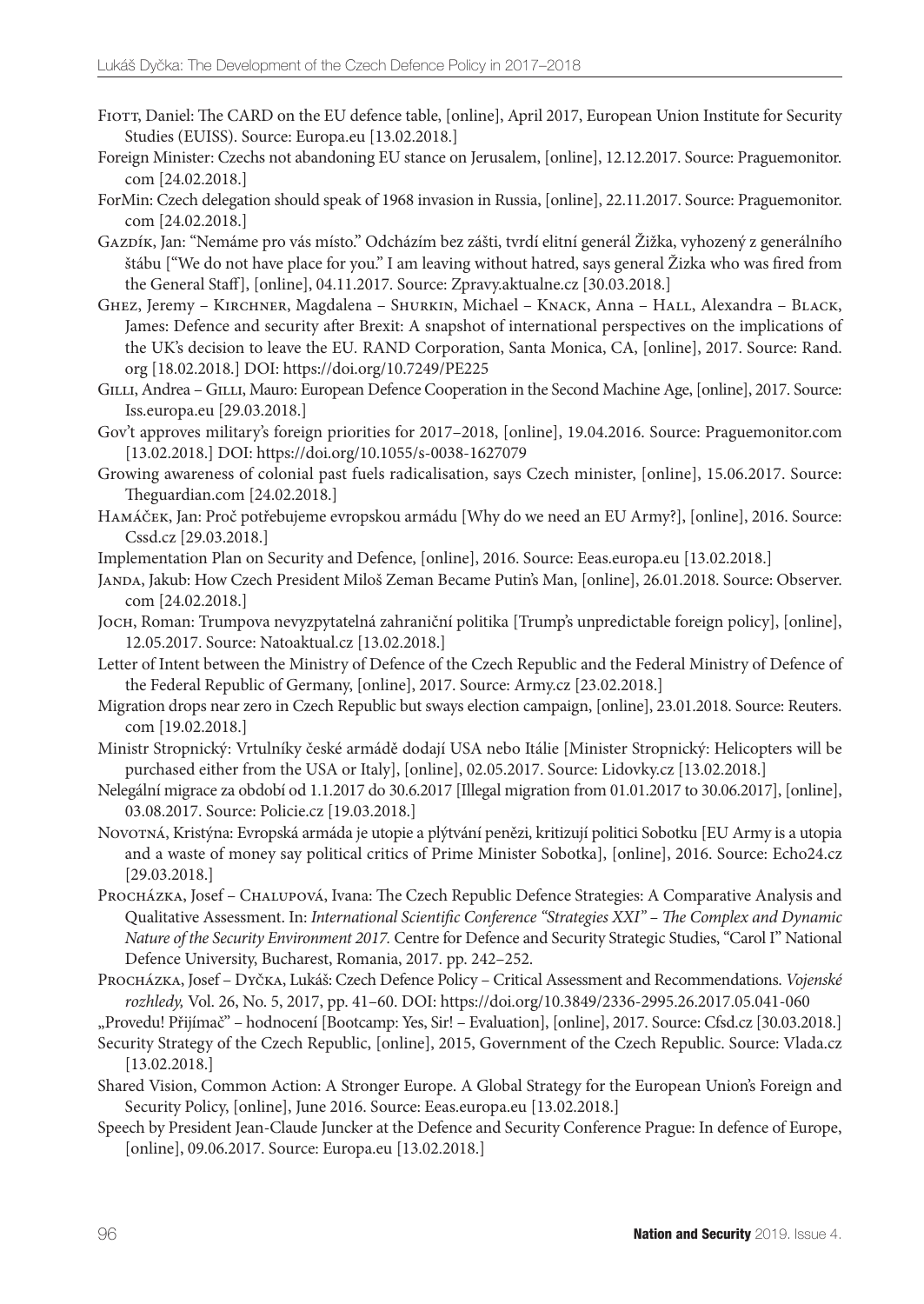Fiott, Daniel: The CARD on the EU defence table, [online], April 2017, European Union Institute for Security Studies (EUISS). Source: Europa.eu [13.02.2018.]

Foreign Minister: Czechs not abandoning EU stance on Jerusalem, [online], 12.12.2017. Source: Praguemonitor.com [24.02.2018.]

ForMin: Czech delegation should speak of 1968 invasion in Russia, [online], 22.11.2017. Source: Praguemonitor.com [24.02.2018.]

Gazdík, Jan: "Nemáme pro vás místo." Odcházím bez zášti, tvrdí elitní generál Žižka, vyhozený z generálního štábu ["We do not have place for you." I am leaving without hatred, says general Žizka who was fired from the General Staff], [online], 04.11.2017. Source: Zpravy.aktualne.cz [30.03.2018.]

Ghez, Jeremy – Kirchner, Magdalena – Shurkin, Michael – Knack, Anna – Hall, Alexandra – Black, James: Defence and security after Brexit: A snapshot of international perspectives on the implications of the UK's decision to leave the EU. RAND Corporation, Santa Monica, CA, [online], 2017. Source: Rand.org [18.02.2018.] DOI: https://doi.org/10.7249/PE225

Gilli, Andrea – Gilli, Mauro: European Defence Cooperation in the Second Machine Age, [online], 2017. Source: Iss.europa.eu [29.03.2018.]

Gov't approves military's foreign priorities for 2017–2018, [online], 19.04.2016. Source: Praguemonitor.com [13.02.2018.] DOI: https://doi.org/10.1055/s-0038-1627079

Growing awareness of colonial past fuels radicalisation, says Czech minister, [online], 15.06.2017. Source: Theguardian.com [24.02.2018.]

Hamáček, Jan: Proč potřebujeme evropskou armádu [Why do we need an EU Army?], [online], 2016. Source: Cssd.cz [29.03.2018.]

Implementation Plan on Security and Defence, [online], 2016. Source: Eeas.europa.eu [13.02.2018.]

Janda, Jakub: How Czech President Miloš Zeman Became Putin's Man, [online], 26.01.2018. Source: Observer.com [24.02.2018.]

Joch, Roman: Trumpova nevyzpytatelná zahraniční politika [Trump's unpredictable foreign policy], [online], 12.05.2017. Source: Natoaktual.cz [13.02.2018.]

Letter of Intent between the Ministry of Defence of the Czech Republic and the Federal Ministry of Defence of the Federal Republic of Germany, [online], 2017. Source: Army.cz [23.02.2018.]

Migration drops near zero in Czech Republic but sways election campaign, [online], 23.01.2018. Source: Reuters.com [19.02.2018.]

Ministr Stropnický: Vrtulníky české armádě dodají USA nebo Itálie [Minister Stropnický: Helicopters will be purchased either from the USA or Italy], [online], 02.05.2017. Source: Lidovky.cz [13.02.2018.]

Nelegální migrace za období od 1.1.2017 do 30.6.2017 [Illegal migration from 01.01.2017 to 30.06.2017], [online], 03.08.2017. Source: Policie.cz [19.03.2018.]

Novotná, Kristýna: Evropská armáda je utopie a plýtvání penězi, kritizují politici Sobotku [EU Army is a utopia and a waste of money say political critics of Prime Minister Sobotka], [online], 2016. Source: Echo24.cz [29.03.2018.]

Procházka, Josef – Chalupová, Ivana: The Czech Republic Defence Strategies: A Comparative Analysis and Qualitative Assessment. In: *International Scientific Conference "Strategies XXI" – The Complex and Dynamic Nature of the Security Environment 2017.* Centre for Defence and Security Strategic Studies, "Carol I" National Defence University, Bucharest, Romania, 2017. pp. 242–252.

Procházka, Josef – Dyčka, Lukáš: Czech Defence Policy – Critical Assessment and Recommendations. *Vojenské rozhledy,* Vol. 26, No. 5, 2017, pp. 41–60. DOI: https://doi.org/10.3849/2336-2995.26.2017.05.041-060

„Provedu! Přijímač" – hodnocení [Bootcamp: Yes, Sir! – Evaluation], [online], 2017. Source: Cfsd.cz [30.03.2018.]

Security Strategy of the Czech Republic, [online], 2015, Government of the Czech Republic. Source: Vlada.cz [13.02.2018.]

Shared Vision, Common Action: A Stronger Europe. A Global Strategy for the European Union's Foreign and Security Policy, [online], June 2016. Source: Eeas.europa.eu [13.02.2018.]

Speech by President Jean-Claude Juncker at the Defence and Security Conference Prague: In defence of Europe, [online], 09.06.2017. Source: Europa.eu [13.02.2018.]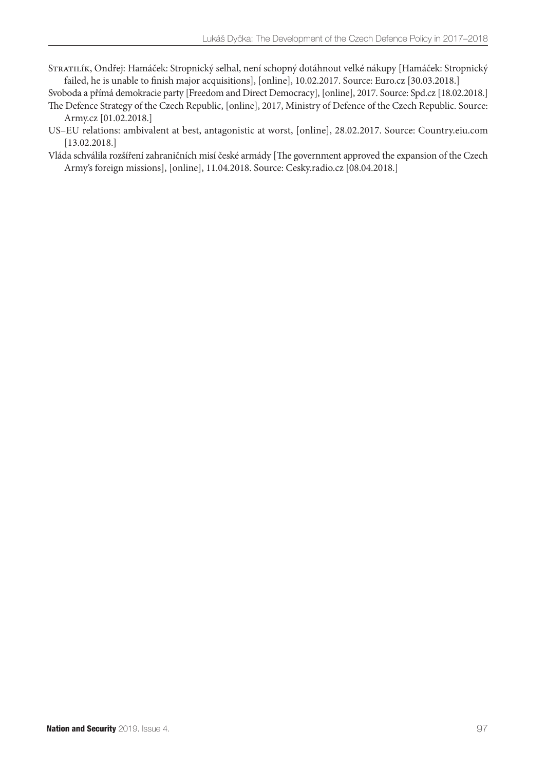Stratilík, Ondřej: Hamáček: Stropnický selhal, není schopný dotáhnout velké nákupy [Hamáček: Stropnický failed, he is unable to finish major acquisitions], [online], 10.02.2017. Source: Euro.cz [30.03.2018.]

Svoboda a přímá demokracie party [Freedom and Direct Democracy], [online], 2017. Source: Spd.cz [18.02.2018.]

The Defence Strategy of the Czech Republic, [online], 2017, Ministry of Defence of the Czech Republic. Source: Army.cz [01.02.2018.]

US–EU relations: ambivalent at best, antagonistic at worst, [online], 28.02.2017. Source: Country.eiu.com [13.02.2018.]

Vláda schválila rozšíření zahraničních misí české armády [The government approved the expansion of the Czech Army's foreign missions], [online], 11.04.2018. Source: Cesky.radio.cz [08.04.2018.]